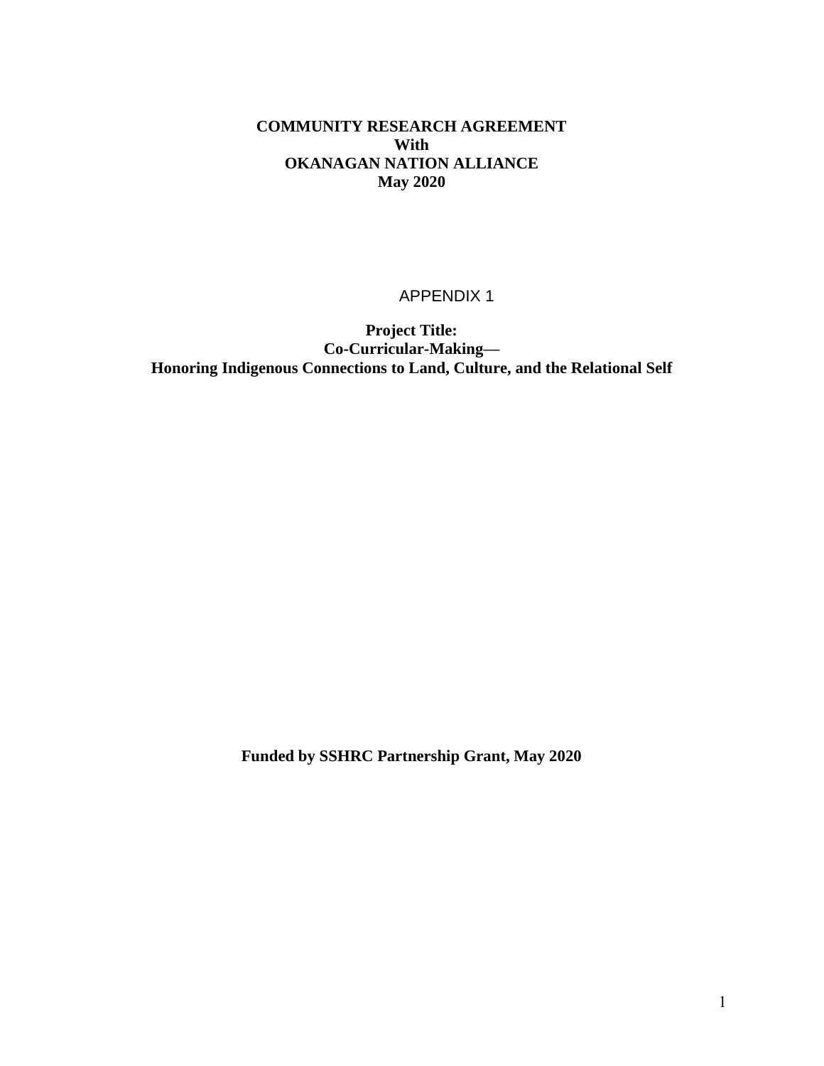**COMMUNITY RESEARCH AGREEMENT**
**With**
**OKANAGAN NATION ALLIANCE**
**May 2020**

APPENDIX 1

**Project Title:**
**Co-Curricular-Making—**
**Honoring Indigenous Connections to Land, Culture, and the Relational Self**

**Funded by SSHRC Partnership Grant, May 2020**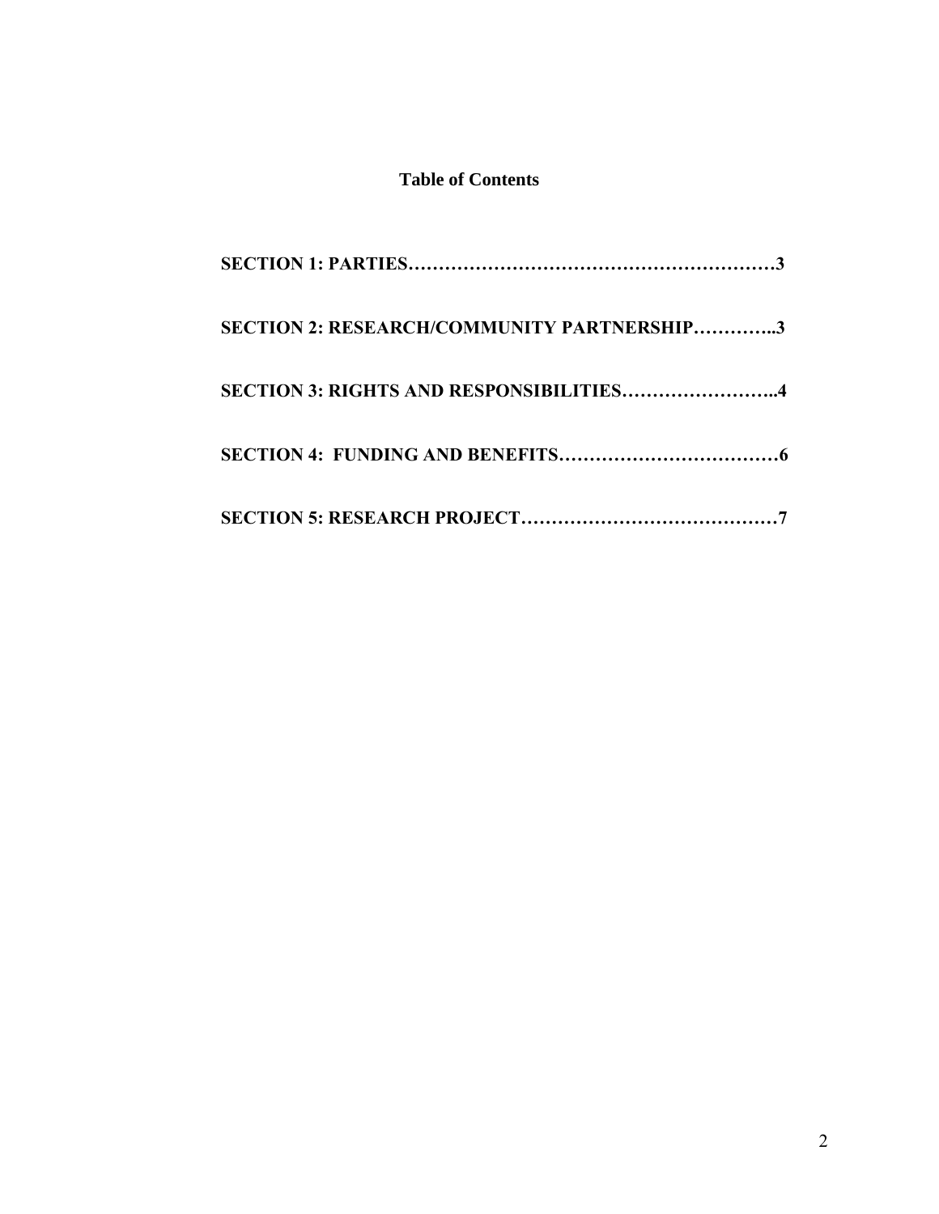**Table of Contents**

**SECTION 1: PARTIES……………………………………………………3**

**SECTION 2: RESEARCH/COMMUNITY PARTNERSHIP…………..3**

**SECTION 3: RIGHTS AND RESPONSIBILITIES……………………..4**

**SECTION 4: FUNDING AND BENEFITS………………………………6**

**SECTION 5: RESEARCH PROJECT……………………………………7**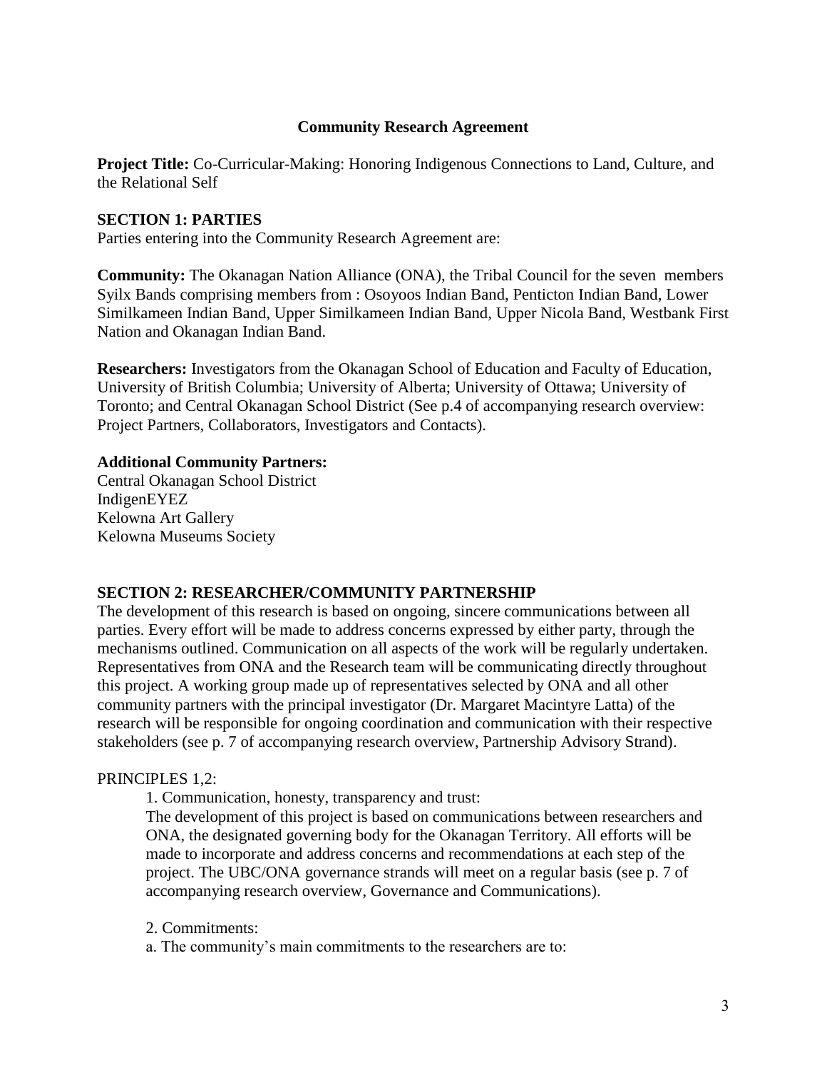## Community Research Agreement

**Project Title:** Co-Curricular-Making: Honoring Indigenous Connections to Land, Culture, and the Relational Self

### SECTION 1: PARTIES

Parties entering into the Community Research Agreement are:

**Community:** The Okanagan Nation Alliance (ONA), the Tribal Council for the seven members Syilx Bands comprising members from : Osoyoos Indian Band, Penticton Indian Band, Lower Similkameen Indian Band, Upper Similkameen Indian Band, Upper Nicola Band, Westbank First Nation and Okanagan Indian Band.

**Researchers:** Investigators from the Okanagan School of Education and Faculty of Education, University of British Columbia; University of Alberta; University of Ottawa; University of Toronto; and Central Okanagan School District (See p.4 of accompanying research overview: Project Partners, Collaborators, Investigators and Contacts).

**Additional Community Partners:**
Central Okanagan School District
IndigenEYEZ
Kelowna Art Gallery
Kelowna Museums Society

### SECTION 2: RESEARCHER/COMMUNITY PARTNERSHIP

The development of this research is based on ongoing, sincere communications between all parties. Every effort will be made to address concerns expressed by either party, through the mechanisms outlined. Communication on all aspects of the work will be regularly undertaken. Representatives from ONA and the Research team will be communicating directly throughout this project. A working group made up of representatives selected by ONA and all other community partners with the principal investigator (Dr. Margaret Macintyre Latta) of the research will be responsible for ongoing coordination and communication with their respective stakeholders (see p. 7 of accompanying research overview, Partnership Advisory Strand).

PRINCIPLES 1,2:

1. Communication, honesty, transparency and trust:
   The development of this project is based on communications between researchers and ONA, the designated governing body for the Okanagan Territory. All efforts will be made to incorporate and address concerns and recommendations at each step of the project. The UBC/ONA governance strands will meet on a regular basis (see p. 7 of accompanying research overview, Governance and Communications).

2. Commitments:
   a. The community's main commitments to the researchers are to: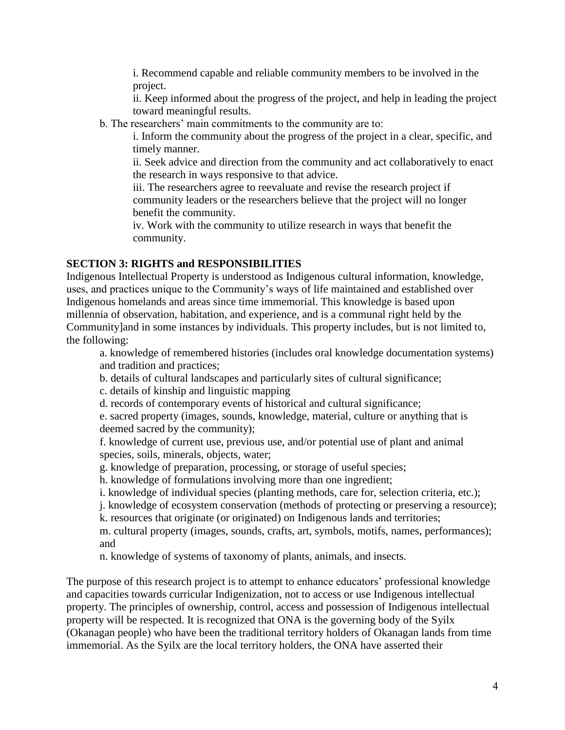i. Recommend capable and reliable community members to be involved in the project.

ii. Keep informed about the progress of the project, and help in leading the project toward meaningful results.

b. The researchers' main commitments to the community are to:

i. Inform the community about the progress of the project in a clear, specific, and timely manner.

ii. Seek advice and direction from the community and act collaboratively to enact the research in ways responsive to that advice.

iii. The researchers agree to reevaluate and revise the research project if community leaders or the researchers believe that the project will no longer benefit the community.

iv. Work with the community to utilize research in ways that benefit the community.

**SECTION 3: RIGHTS and RESPONSIBILITIES**

Indigenous Intellectual Property is understood as Indigenous cultural information, knowledge, uses, and practices unique to the Community's ways of life maintained and established over Indigenous homelands and areas since time immemorial. This knowledge is based upon millennia of observation, habitation, and experience, and is a communal right held by the Community]and in some instances by individuals. This property includes, but is not limited to, the following:

a. knowledge of remembered histories (includes oral knowledge documentation systems) and tradition and practices;

b. details of cultural landscapes and particularly sites of cultural significance;

c. details of kinship and linguistic mapping

d. records of contemporary events of historical and cultural significance;

e. sacred property (images, sounds, knowledge, material, culture or anything that is deemed sacred by the community);

f. knowledge of current use, previous use, and/or potential use of plant and animal species, soils, minerals, objects, water;

g. knowledge of preparation, processing, or storage of useful species;

h. knowledge of formulations involving more than one ingredient;

i. knowledge of individual species (planting methods, care for, selection criteria, etc.);

j. knowledge of ecosystem conservation (methods of protecting or preserving a resource);

k. resources that originate (or originated) on Indigenous lands and territories;

m. cultural property (images, sounds, crafts, art, symbols, motifs, names, performances); and

n. knowledge of systems of taxonomy of plants, animals, and insects.

The purpose of this research project is to attempt to enhance educators' professional knowledge and capacities towards curricular Indigenization, not to access or use Indigenous intellectual property. The principles of ownership, control, access and possession of Indigenous intellectual property will be respected. It is recognized that ONA is the governing body of the Syilx (Okanagan people) who have been the traditional territory holders of Okanagan lands from time immemorial. As the Syilx are the local territory holders, the ONA have asserted their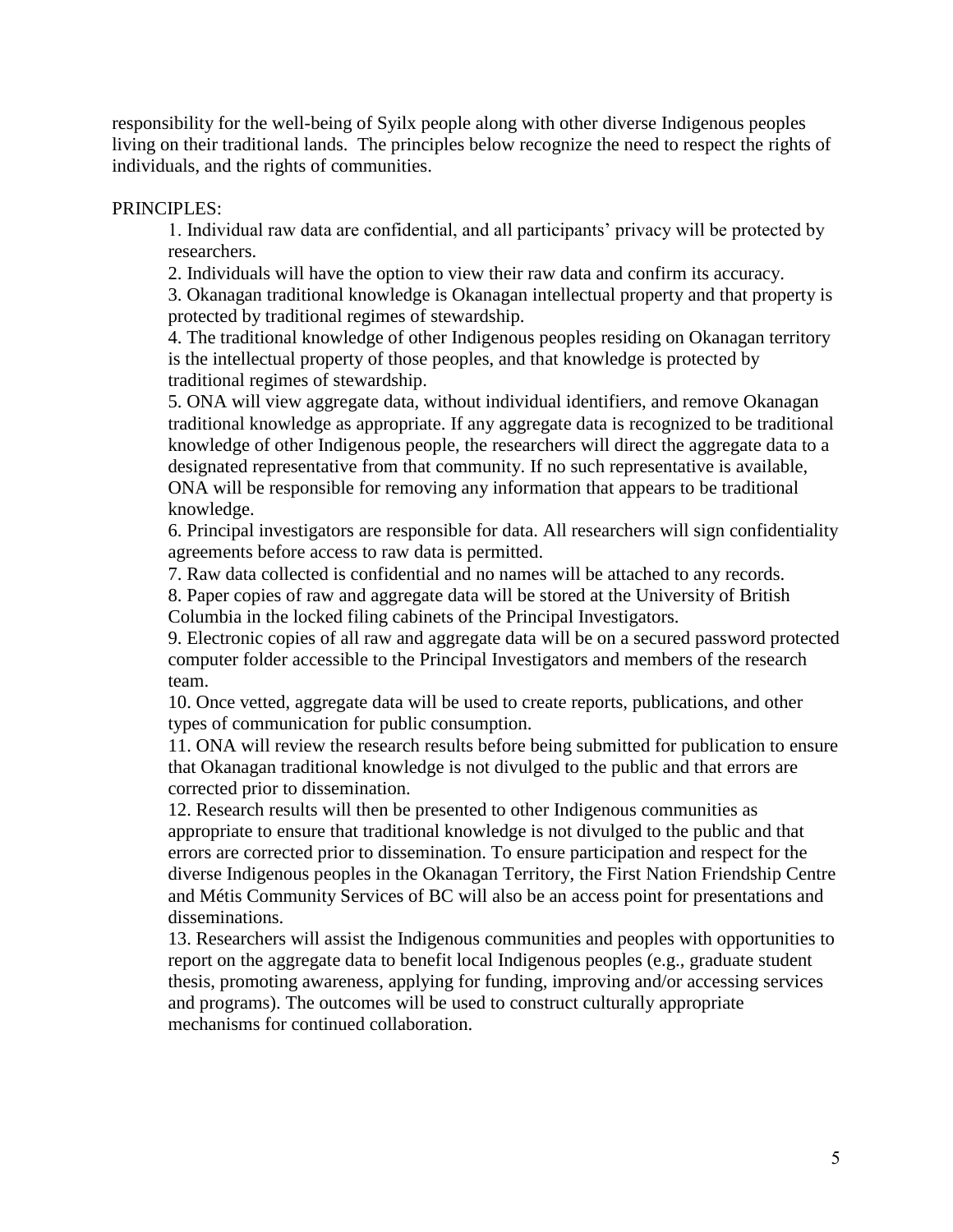responsibility for the well-being of Syilx people along with other diverse Indigenous peoples living on their traditional lands. The principles below recognize the need to respect the rights of individuals, and the rights of communities.

PRINCIPLES:

1. Individual raw data are confidential, and all participants' privacy will be protected by researchers.
2. Individuals will have the option to view their raw data and confirm its accuracy.
3. Okanagan traditional knowledge is Okanagan intellectual property and that property is protected by traditional regimes of stewardship.
4. The traditional knowledge of other Indigenous peoples residing on Okanagan territory is the intellectual property of those peoples, and that knowledge is protected by traditional regimes of stewardship.
5. ONA will view aggregate data, without individual identifiers, and remove Okanagan traditional knowledge as appropriate. If any aggregate data is recognized to be traditional knowledge of other Indigenous people, the researchers will direct the aggregate data to a designated representative from that community. If no such representative is available, ONA will be responsible for removing any information that appears to be traditional knowledge.
6. Principal investigators are responsible for data. All researchers will sign confidentiality agreements before access to raw data is permitted.
7. Raw data collected is confidential and no names will be attached to any records.
8. Paper copies of raw and aggregate data will be stored at the University of British Columbia in the locked filing cabinets of the Principal Investigators.
9. Electronic copies of all raw and aggregate data will be on a secured password protected computer folder accessible to the Principal Investigators and members of the research team.
10. Once vetted, aggregate data will be used to create reports, publications, and other types of communication for public consumption.
11. ONA will review the research results before being submitted for publication to ensure that Okanagan traditional knowledge is not divulged to the public and that errors are corrected prior to dissemination.
12. Research results will then be presented to other Indigenous communities as appropriate to ensure that traditional knowledge is not divulged to the public and that errors are corrected prior to dissemination. To ensure participation and respect for the diverse Indigenous peoples in the Okanagan Territory, the First Nation Friendship Centre and Métis Community Services of BC will also be an access point for presentations and disseminations.
13. Researchers will assist the Indigenous communities and peoples with opportunities to report on the aggregate data to benefit local Indigenous peoples (e.g., graduate student thesis, promoting awareness, applying for funding, improving and/or accessing services and programs). The outcomes will be used to construct culturally appropriate mechanisms for continued collaboration.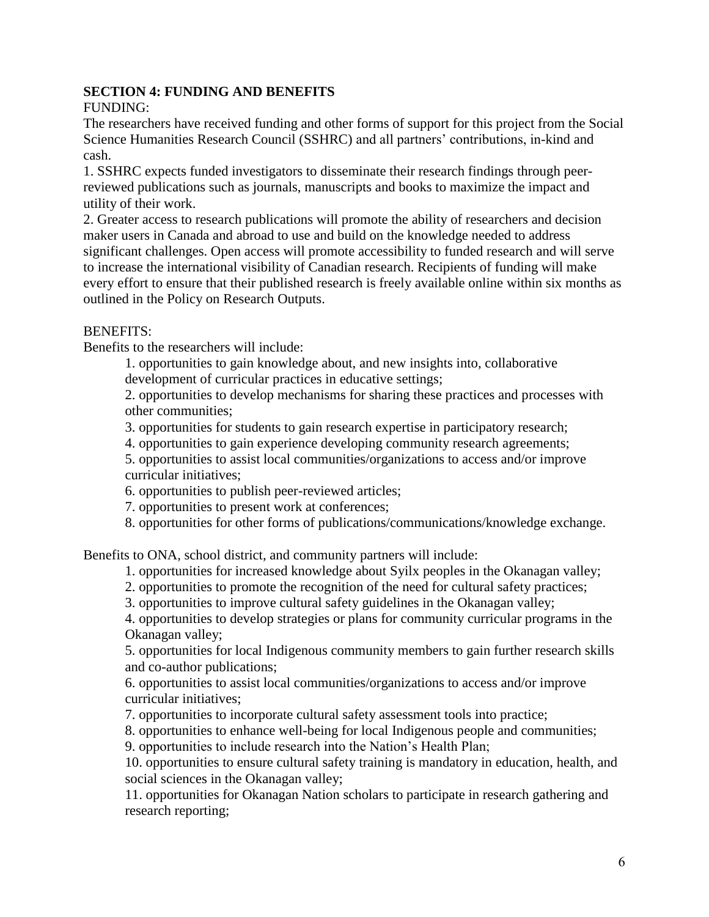**SECTION 4: FUNDING AND BENEFITS**

FUNDING:

The researchers have received funding and other forms of support for this project from the Social Science Humanities Research Council (SSHRC) and all partners' contributions, in-kind and cash.

1. SSHRC expects funded investigators to disseminate their research findings through peer-reviewed publications such as journals, manuscripts and books to maximize the impact and utility of their work.
2. Greater access to research publications will promote the ability of researchers and decision maker users in Canada and abroad to use and build on the knowledge needed to address significant challenges. Open access will promote accessibility to funded research and will serve to increase the international visibility of Canadian research. Recipients of funding will make every effort to ensure that their published research is freely available online within six months as outlined in the Policy on Research Outputs.

BENEFITS:

Benefits to the researchers will include:

1. opportunities to gain knowledge about, and new insights into, collaborative development of curricular practices in educative settings;
2. opportunities to develop mechanisms for sharing these practices and processes with other communities;
3. opportunities for students to gain research expertise in participatory research;
4. opportunities to gain experience developing community research agreements;
5. opportunities to assist local communities/organizations to access and/or improve curricular initiatives;
6. opportunities to publish peer-reviewed articles;
7. opportunities to present work at conferences;
8. opportunities for other forms of publications/communications/knowledge exchange.

Benefits to ONA, school district, and community partners will include:

1. opportunities for increased knowledge about Syilx peoples in the Okanagan valley;
2. opportunities to promote the recognition of the need for cultural safety practices;
3. opportunities to improve cultural safety guidelines in the Okanagan valley;
4. opportunities to develop strategies or plans for community curricular programs in the Okanagan valley;
5. opportunities for local Indigenous community members to gain further research skills and co-author publications;
6. opportunities to assist local communities/organizations to access and/or improve curricular initiatives;
7. opportunities to incorporate cultural safety assessment tools into practice;
8. opportunities to enhance well-being for local Indigenous people and communities;
9. opportunities to include research into the Nation's Health Plan;
10. opportunities to ensure cultural safety training is mandatory in education, health, and social sciences in the Okanagan valley;
11. opportunities for Okanagan Nation scholars to participate in research gathering and research reporting;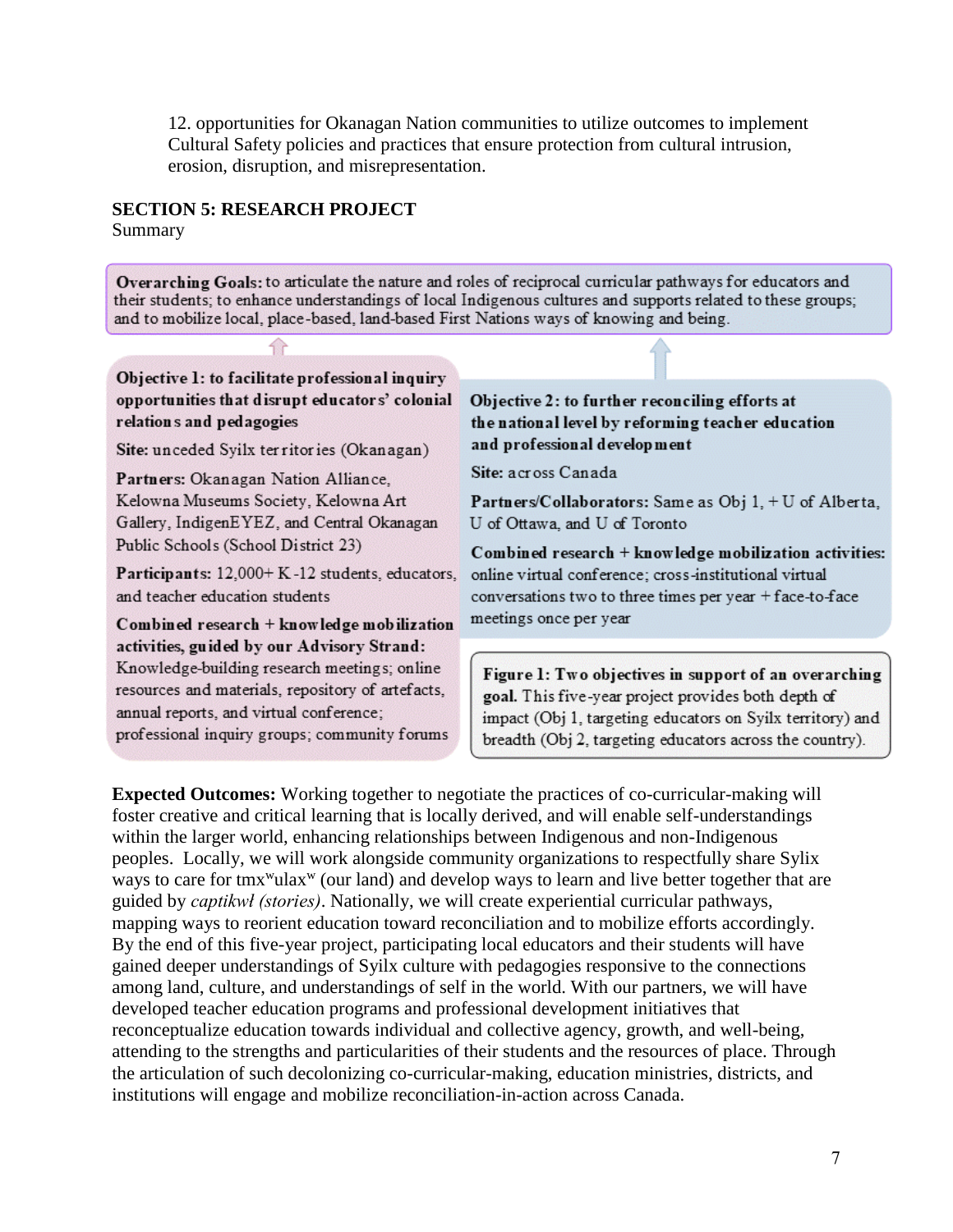12. opportunities for Okanagan Nation communities to utilize outcomes to implement Cultural Safety policies and practices that ensure protection from cultural intrusion, erosion, disruption, and misrepresentation.

## SECTION 5: RESEARCH PROJECT

Summary

**Overarching Goals:** to articulate the nature and roles of reciprocal curricular pathways for educators and their students; to enhance understandings of local Indigenous cultures and supports related to these groups; and to mobilize local, place-based, land-based First Nations ways of knowing and being.

**Objective 1: to facilitate professional inquiry opportunities that disrupt educators' colonial relations and pedagogies**

**Site:** unceded Syilx territories (Okanagan)

**Partners:** Okanagan Nation Alliance, Kelowna Museums Society, Kelowna Art Gallery, IndigenEYEZ, and Central Okanagan Public Schools (School District 23)

**Participants:** 12,000+ K-12 students, educators, and teacher education students

**Combined research + knowledge mobilization activities, guided by our Advisory Strand:** Knowledge-building research meetings; online resources and materials, repository of artefacts, annual reports, and virtual conference; professional inquiry groups; community forums

**Objective 2: to further reconciling efforts at the national level by reforming teacher education and professional development**

**Site:** across Canada

**Partners/Collaborators:** Same as Obj 1, + U of Alberta, U of Ottawa, and U of Toronto

**Combined research + knowledge mobilization activities:** online virtual conference; cross-institutional virtual conversations two to three times per year + face-to-face meetings once per year

**Figure 1: Two objectives in support of an overarching goal.** This five-year project provides both depth of impact (Obj 1, targeting educators on Syilx territory) and breadth (Obj 2, targeting educators across the country).

**Expected Outcomes:** Working together to negotiate the practices of co-curricular-making will foster creative and critical learning that is locally derived, and will enable self-understandings within the larger world, enhancing relationships between Indigenous and non-Indigenous peoples. Locally, we will work alongside community organizations to respectfully share Sylix ways to care for tmxʷulaxʷ (our land) and develop ways to learn and live better together that are guided by *captikwł (stories)*. Nationally, we will create experiential curricular pathways, mapping ways to reorient education toward reconciliation and to mobilize efforts accordingly. By the end of this five-year project, participating local educators and their students will have gained deeper understandings of Syilx culture with pedagogies responsive to the connections among land, culture, and understandings of self in the world. With our partners, we will have developed teacher education programs and professional development initiatives that reconceptualize education towards individual and collective agency, growth, and well-being, attending to the strengths and particularities of their students and the resources of place. Through the articulation of such decolonizing co-curricular-making, education ministries, districts, and institutions will engage and mobilize reconciliation-in-action across Canada.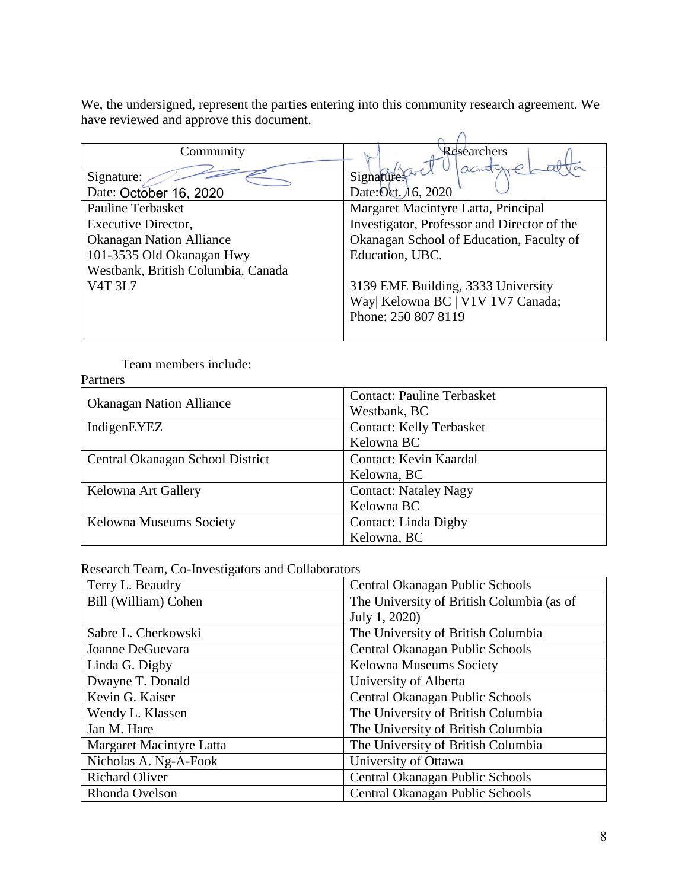We, the undersigned, represent the parties entering into this community research agreement. We have reviewed and approve this document.

| Community | Researchers |
| --- | --- |
| Signature:<br>Date: October 16, 2020 | Signature:<br>Date: Oct. 16, 2020 |
| Pauline Terbasket<br>Executive Director,<br>Okanagan Nation Alliance<br>101-3535 Old Okanagan Hwy<br>Westbank, British Columbia, Canada<br>V4T 3L7 | Margaret Macintyre Latta, Principal Investigator, Professor and Director of the Okanagan School of Education, Faculty of Education, UBC.<br><br>3139 EME Building, 3333 University Way\| Kelowna BC \| V1V 1V7 Canada;<br>Phone: 250 807 8119 |

Team members include:

Partners

| | |
| --- | --- |
| Okanagan Nation Alliance | Contact: Pauline Terbasket<br>Westbank, BC |
| IndigenEYEZ | Contact: Kelly Terbasket<br>Kelowna BC |
| Central Okanagan School District | Contact: Kevin Kaardal<br>Kelowna, BC |
| Kelowna Art Gallery | Contact: Nataley Nagy<br>Kelowna BC |
| Kelowna Museums Society | Contact: Linda Digby<br>Kelowna, BC |

Research Team, Co-Investigators and Collaborators

| | |
| --- | --- |
| Terry L. Beaudry | Central Okanagan Public Schools |
| Bill (William) Cohen | The University of British Columbia (as of July 1, 2020) |
| Sabre L. Cherkowski | The University of British Columbia |
| Joanne DeGuevara | Central Okanagan Public Schools |
| Linda G. Digby | Kelowna Museums Society |
| Dwayne T. Donald | University of Alberta |
| Kevin G. Kaiser | Central Okanagan Public Schools |
| Wendy L. Klassen | The University of British Columbia |
| Jan M. Hare | The University of British Columbia |
| Margaret Macintyre Latta | The University of British Columbia |
| Nicholas A. Ng-A-Fook | University of Ottawa |
| Richard Oliver | Central Okanagan Public Schools |
| Rhonda Ovelson | Central Okanagan Public Schools |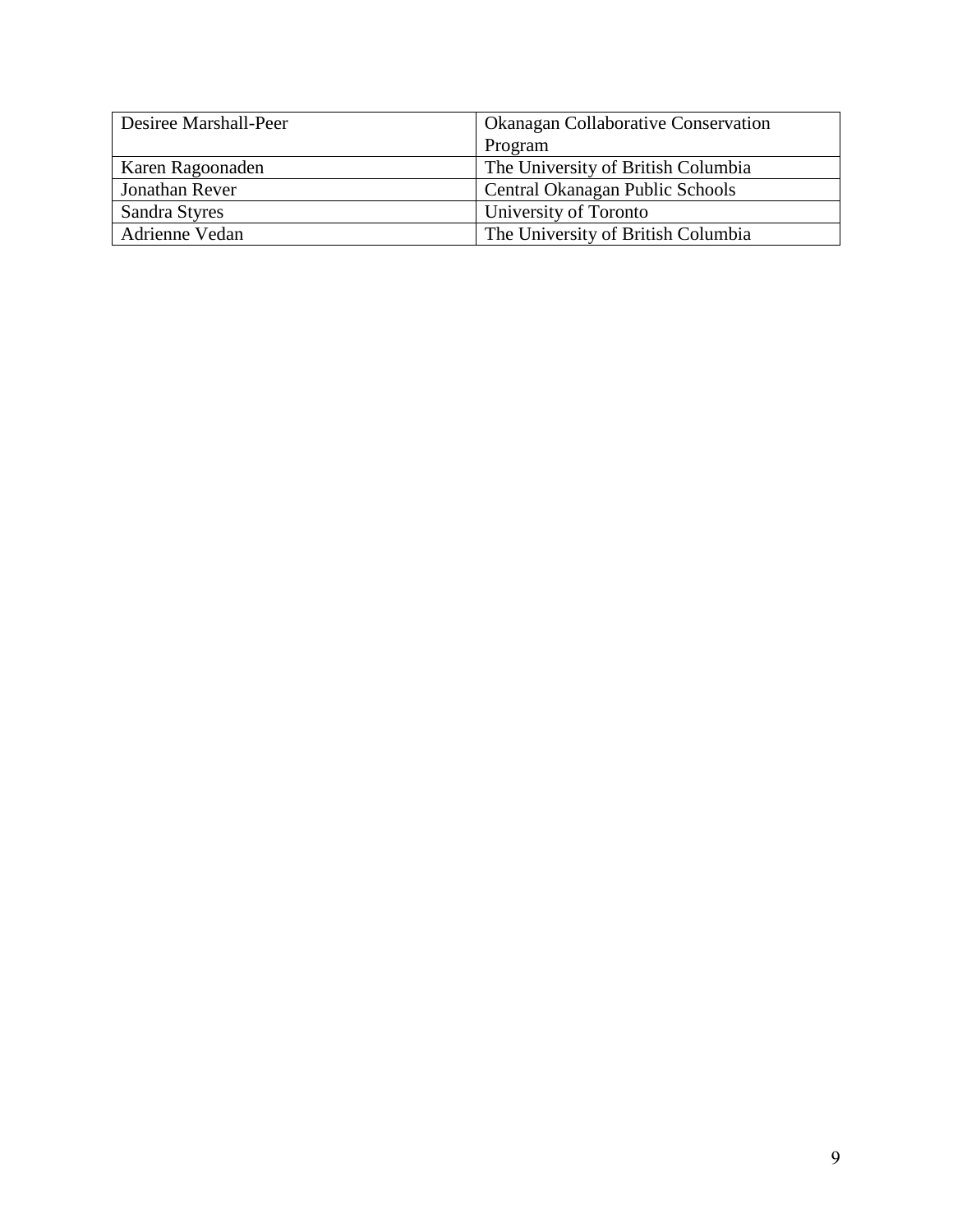| | |
|---|---|
| Desiree Marshall-Peer | Okanagan Collaborative Conservation Program |
| Karen Ragoonaden | The University of British Columbia |
| Jonathan Rever | Central Okanagan Public Schools |
| Sandra Styres | University of Toronto |
| Adrienne Vedan | The University of British Columbia |